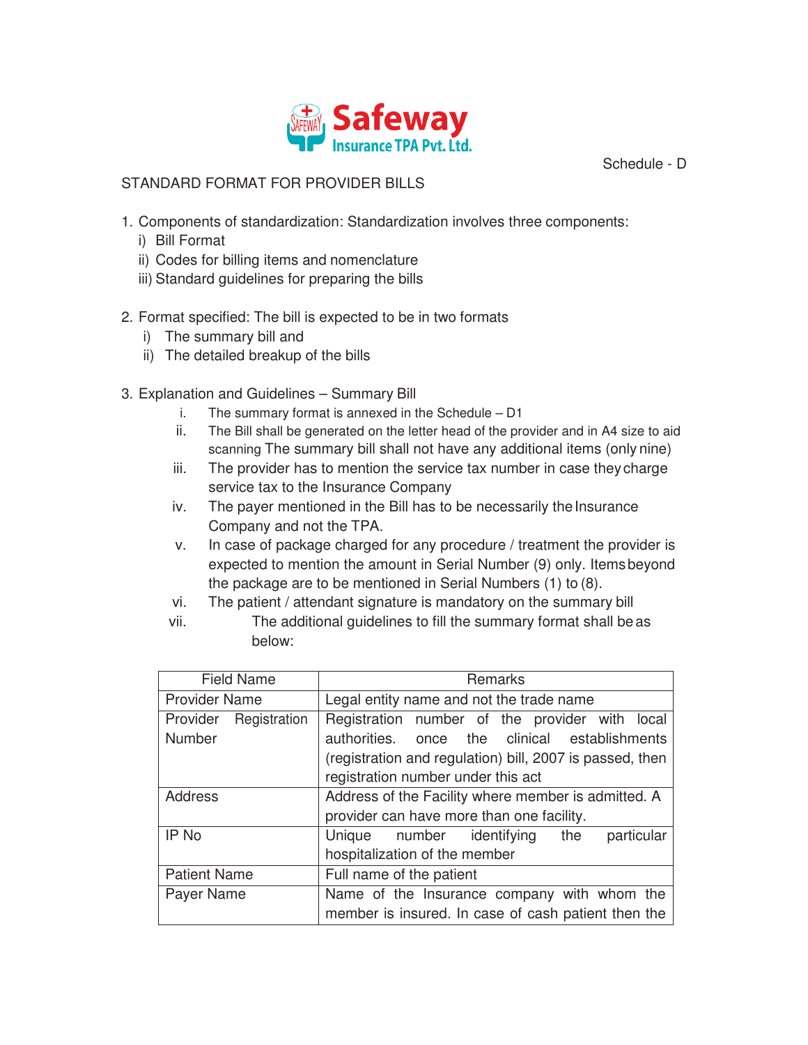Safeway Insurance TPA Pvt. Ltd.

Schedule - D

STANDARD FORMAT FOR PROVIDER BILLS

1. Components of standardization: Standardization involves three components:
   i) Bill Format
   ii) Codes for billing items and nomenclature
   iii) Standard guidelines for preparing the bills

2. Format specified: The bill is expected to be in two formats
   i) The summary bill and
   ii) The detailed breakup of the bills

3. Explanation and Guidelines – Summary Bill
   i. The summary format is annexed in the Schedule – D1
   ii. The Bill shall be generated on the letter head of the provider and in A4 size to aid scanning The summary bill shall not have any additional items (only nine)
   iii. The provider has to mention the service tax number in case they charge service tax to the Insurance Company
   iv. The payer mentioned in the Bill has to be necessarily the Insurance Company and not the TPA.
   v. In case of package charged for any procedure / treatment the provider is expected to mention the amount in Serial Number (9) only. Items beyond the package are to be mentioned in Serial Numbers (1) to (8).
   vi. The patient / attendant signature is mandatory on the summary bill
   vii. The additional guidelines to fill the summary format shall be as below:

| Field Name | Remarks |
|---|---|
| Provider Name | Legal entity name and not the trade name |
| Provider Registration Number | Registration number of the provider with local authorities. once the clinical establishments (registration and regulation) bill, 2007 is passed, then registration number under this act |
| Address | Address of the Facility where member is admitted. A provider can have more than one facility. |
| IP No | Unique number identifying the particular hospitalization of the member |
| Patient Name | Full name of the patient |
| Payer Name | Name of the Insurance company with whom the member is insured. In case of cash patient then the |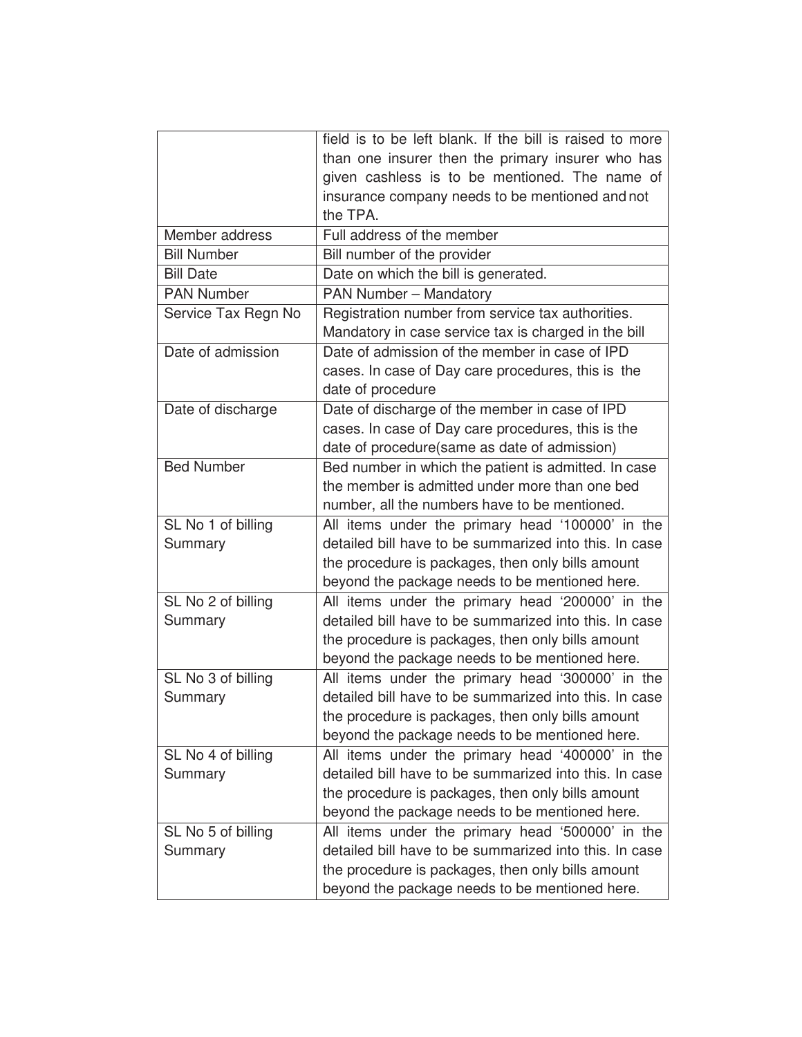| | |
|---|---|
| | field is to be left blank. If the bill is raised to more than one insurer then the primary insurer who has given cashless is to be mentioned. The name of insurance company needs to be mentioned and not the TPA. |
| Member address | Full address of the member |
| Bill Number | Bill number of the provider |
| Bill Date | Date on which the bill is generated. |
| PAN Number | PAN Number – Mandatory |
| Service Tax Regn No | Registration number from service tax authorities. Mandatory in case service tax is charged in the bill |
| Date of admission | Date of admission of the member in case of IPD cases. In case of Day care procedures, this is the date of procedure |
| Date of discharge | Date of discharge of the member in case of IPD cases. In case of Day care procedures, this is the date of procedure(same as date of admission) |
| Bed Number | Bed number in which the patient is admitted. In case the member is admitted under more than one bed number, all the numbers have to be mentioned. |
| SL No 1 of billing Summary | All items under the primary head '100000' in the detailed bill have to be summarized into this. In case the procedure is packages, then only bills amount beyond the package needs to be mentioned here. |
| SL No 2 of billing Summary | All items under the primary head '200000' in the detailed bill have to be summarized into this. In case the procedure is packages, then only bills amount beyond the package needs to be mentioned here. |
| SL No 3 of billing Summary | All items under the primary head '300000' in the detailed bill have to be summarized into this. In case the procedure is packages, then only bills amount beyond the package needs to be mentioned here. |
| SL No 4 of billing Summary | All items under the primary head '400000' in the detailed bill have to be summarized into this. In case the procedure is packages, then only bills amount beyond the package needs to be mentioned here. |
| SL No 5 of billing Summary | All items under the primary head '500000' in the detailed bill have to be summarized into this. In case the procedure is packages, then only bills amount beyond the package needs to be mentioned here. |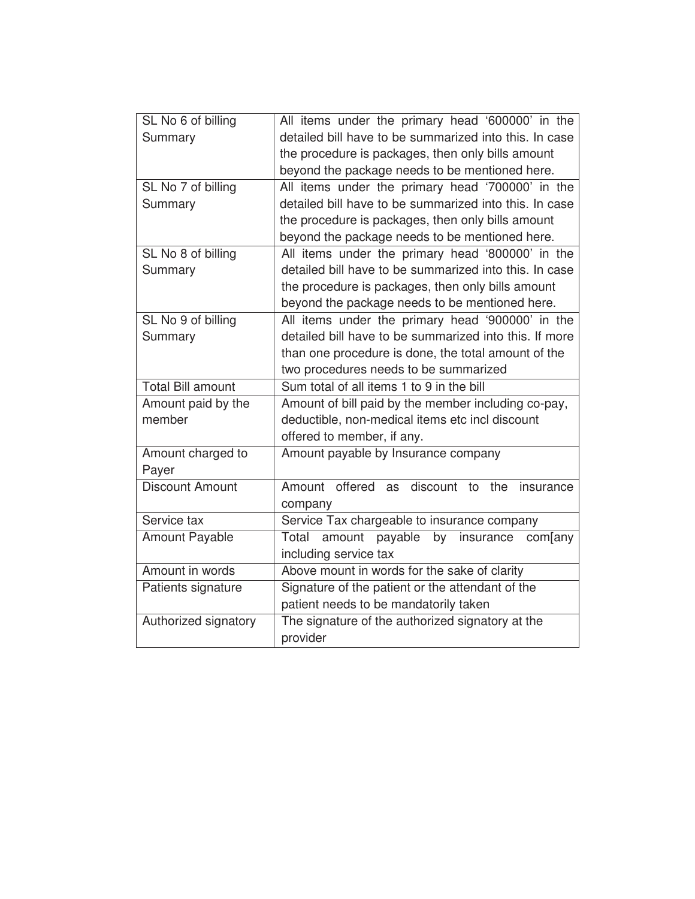| | |
|---|---|
| SL No 6 of billing Summary | All items under the primary head '600000' in the detailed bill have to be summarized into this. In case the procedure is packages, then only bills amount beyond the package needs to be mentioned here. |
| SL No 7 of billing Summary | All items under the primary head '700000' in the detailed bill have to be summarized into this. In case the procedure is packages, then only bills amount beyond the package needs to be mentioned here. |
| SL No 8 of billing Summary | All items under the primary head '800000' in the detailed bill have to be summarized into this. In case the procedure is packages, then only bills amount beyond the package needs to be mentioned here. |
| SL No 9 of billing Summary | All items under the primary head '900000' in the detailed bill have to be summarized into this. If more than one procedure is done, the total amount of the two procedures needs to be summarized |
| Total Bill amount | Sum total of all items 1 to 9 in the bill |
| Amount paid by the member | Amount of bill paid by the member including co-pay, deductible, non-medical items etc incl discount offered to member, if any. |
| Amount charged to Payer | Amount payable by Insurance company |
| Discount Amount | Amount offered as discount to the insurance company |
| Service tax | Service Tax chargeable to insurance company |
| Amount Payable | Total amount payable by insurance com[any including service tax |
| Amount in words | Above mount in words for the sake of clarity |
| Patients signature | Signature of the patient or the attendant of the patient needs to be mandatorily taken |
| Authorized signatory | The signature of the authorized signatory at the provider |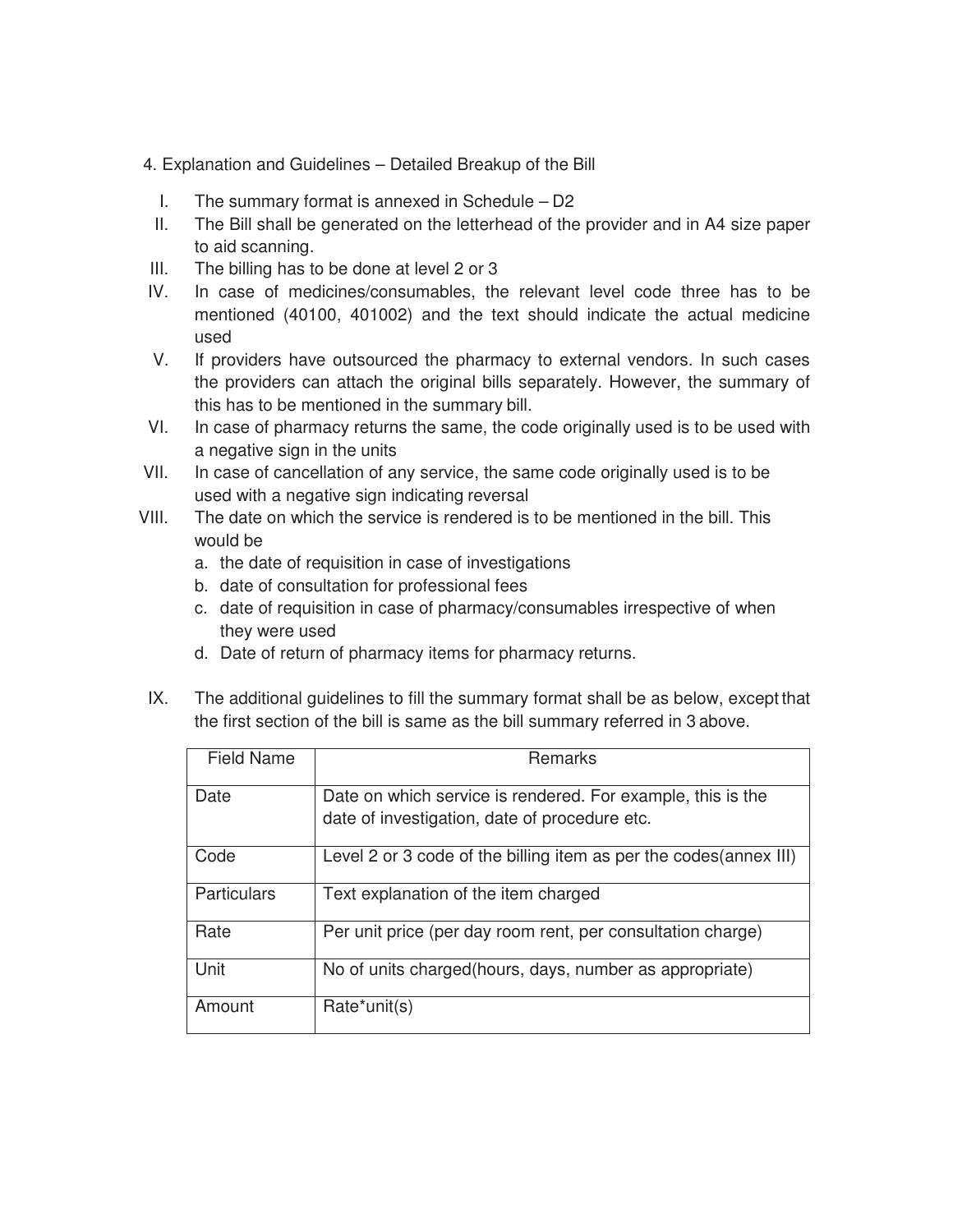4. Explanation and Guidelines – Detailed Breakup of the Bill

I. The summary format is annexed in Schedule – D2

II. The Bill shall be generated on the letterhead of the provider and in A4 size paper to aid scanning.

III. The billing has to be done at level 2 or 3

IV. In case of medicines/consumables, the relevant level code three has to be mentioned (40100, 401002) and the text should indicate the actual medicine used

V. If providers have outsourced the pharmacy to external vendors. In such cases the providers can attach the original bills separately. However, the summary of this has to be mentioned in the summary bill.

VI. In case of pharmacy returns the same, the code originally used is to be used with a negative sign in the units

VII. In case of cancellation of any service, the same code originally used is to be used with a negative sign indicating reversal

VIII. The date on which the service is rendered is to be mentioned in the bill. This would be

   a. the date of requisition in case of investigations
   b. date of consultation for professional fees
   c. date of requisition in case of pharmacy/consumables irrespective of when they were used
   d. Date of return of pharmacy items for pharmacy returns.

IX. The additional guidelines to fill the summary format shall be as below, except that the first section of the bill is same as the bill summary referred in 3 above.

| Field Name | Remarks |
|---|---|
| Date | Date on which service is rendered. For example, this is the date of investigation, date of procedure etc. |
| Code | Level 2 or 3 code of the billing item as per the codes(annex III) |
| Particulars | Text explanation of the item charged |
| Rate | Per unit price (per day room rent, per consultation charge) |
| Unit | No of units charged(hours, days, number as appropriate) |
| Amount | Rate*unit(s) |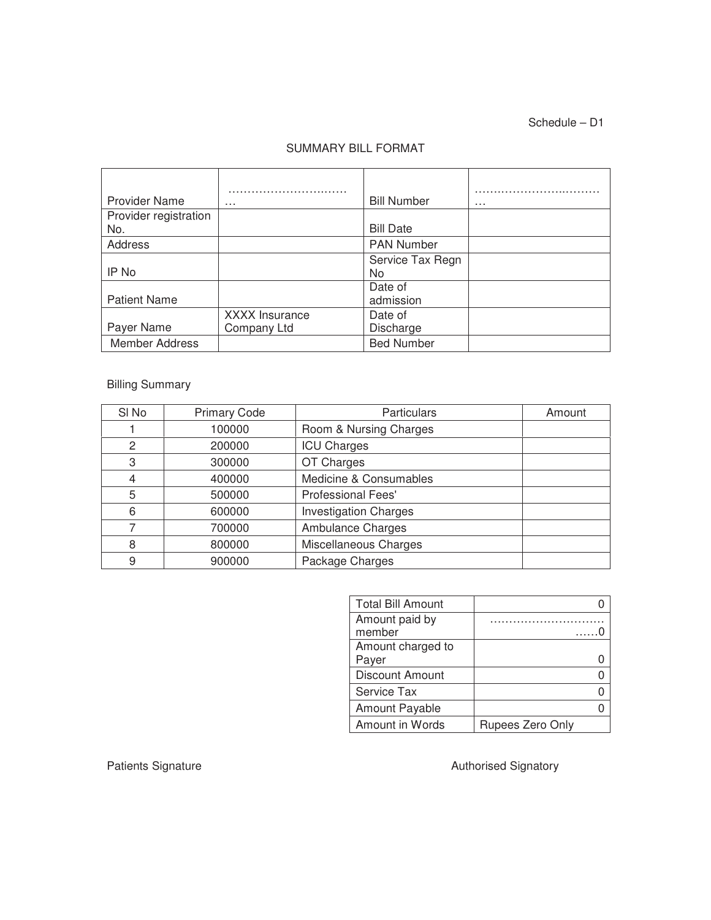Schedule – D1

## SUMMARY BILL FORMAT

| Provider Name | ……………………..……… | Bill Number | ……..……………..……… |
|---|---|---|---|
| Provider registration No. | | Bill Date | |
| Address | | PAN Number | |
| IP No | | Service Tax Regn No | |
| Patient Name | | Date of admission | |
| Payer Name | XXXX Insurance Company Ltd | Date of Discharge | |
| Member Address | | Bed Number | |

Billing Summary

| Sl No | Primary Code | Particulars | Amount |
|---|---|---|---|
| 1 | 100000 | Room & Nursing Charges | |
| 2 | 200000 | ICU Charges | |
| 3 | 300000 | OT Charges | |
| 4 | 400000 | Medicine & Consumables | |
| 5 | 500000 | Professional Fees' | |
| 6 | 600000 | Investigation Charges | |
| 7 | 700000 | Ambulance Charges | |
| 8 | 800000 | Miscellaneous Charges | |
| 9 | 900000 | Package Charges | |

| | |
|---|---|
| Total Bill Amount | 0 |
| Amount paid by member | ………………………………0 |
| Amount charged to Payer | 0 |
| Discount Amount | 0 |
| Service Tax | 0 |
| Amount Payable | 0 |
| Amount in Words | Rupees Zero Only |

Patients Signature

Authorised Signatory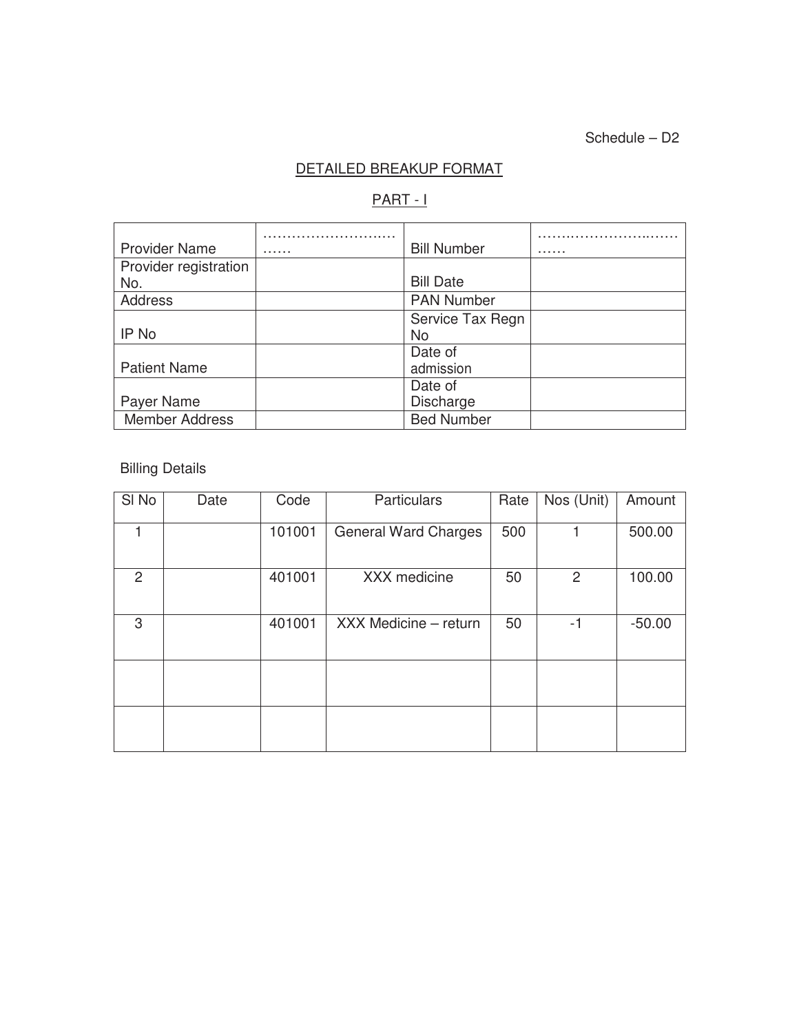Schedule – D2

## DETAILED BREAKUP FORMAT

## PART - I

| Provider Name | ……………………………… | Bill Number | ……………………………… |
|---|---|---|---|
| Provider registration No. | | Bill Date | |
| Address | | PAN Number | |
| IP No | | Service Tax Regn No | |
| Patient Name | | Date of admission | |
| Payer Name | | Date of Discharge | |
| Member Address | | Bed Number | |

Billing Details

| Sl No | Date | Code | Particulars | Rate | Nos (Unit) | Amount |
|---|---|---|---|---|---|---|
| 1 | | 101001 | General Ward Charges | 500 | 1 | 500.00 |
| 2 | | 401001 | XXX medicine | 50 | 2 | 100.00 |
| 3 | | 401001 | XXX Medicine – return | 50 | -1 | -50.00 |
| | | | | | | |
| | | | | | | |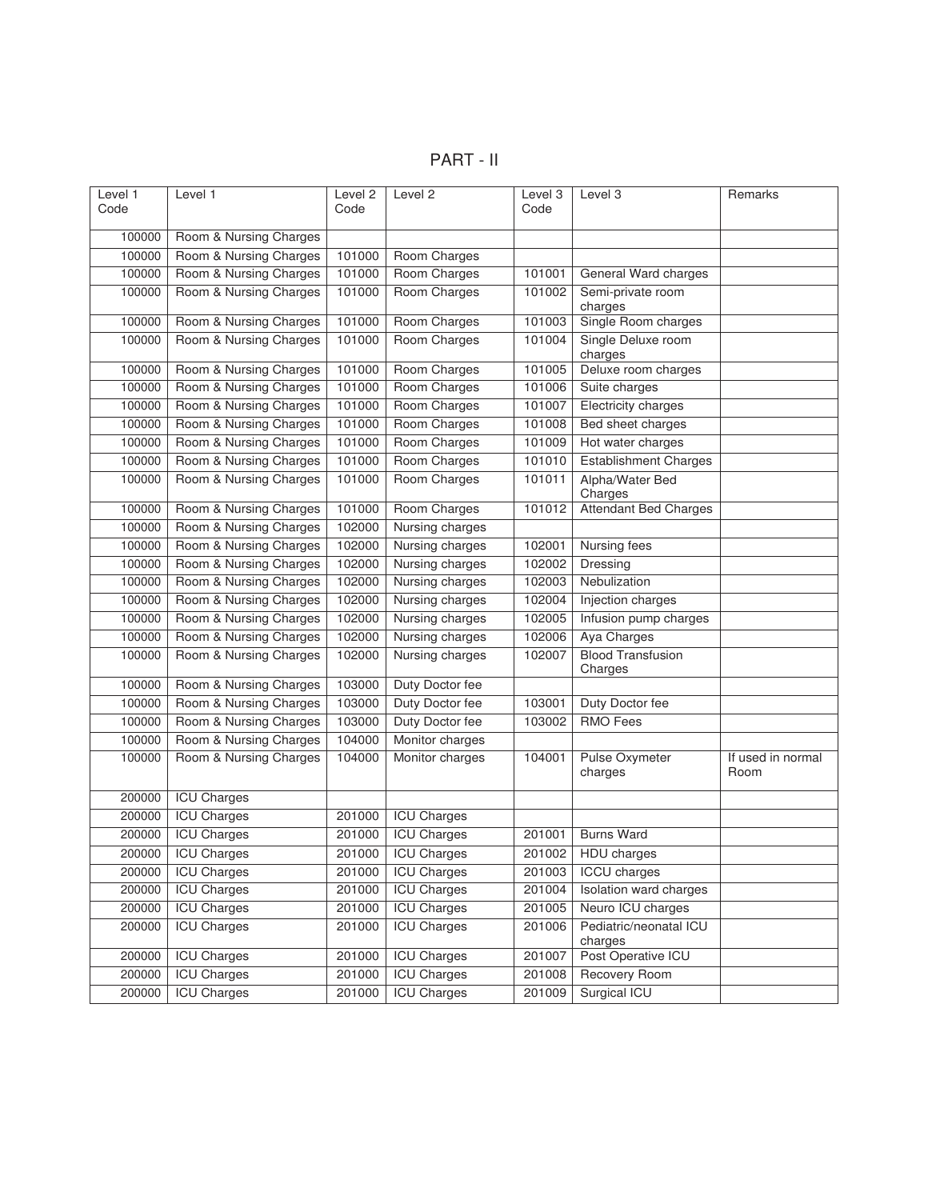# PART - II

| Level 1 Code | Level 1 | Level 2 Code | Level 2 | Level 3 Code | Level 3 | Remarks |
|---|---|---|---|---|---|---|
| 100000 | Room & Nursing Charges | | | | | |
| 100000 | Room & Nursing Charges | 101000 | Room Charges | | | |
| 100000 | Room & Nursing Charges | 101000 | Room Charges | 101001 | General Ward charges | |
| 100000 | Room & Nursing Charges | 101000 | Room Charges | 101002 | Semi-private room charges | |
| 100000 | Room & Nursing Charges | 101000 | Room Charges | 101003 | Single Room charges | |
| 100000 | Room & Nursing Charges | 101000 | Room Charges | 101004 | Single Deluxe room charges | |
| 100000 | Room & Nursing Charges | 101000 | Room Charges | 101005 | Deluxe room charges | |
| 100000 | Room & Nursing Charges | 101000 | Room Charges | 101006 | Suite charges | |
| 100000 | Room & Nursing Charges | 101000 | Room Charges | 101007 | Electricity charges | |
| 100000 | Room & Nursing Charges | 101000 | Room Charges | 101008 | Bed sheet charges | |
| 100000 | Room & Nursing Charges | 101000 | Room Charges | 101009 | Hot water charges | |
| 100000 | Room & Nursing Charges | 101000 | Room Charges | 101010 | Establishment Charges | |
| 100000 | Room & Nursing Charges | 101000 | Room Charges | 101011 | Alpha/Water Bed Charges | |
| 100000 | Room & Nursing Charges | 101000 | Room Charges | 101012 | Attendant Bed Charges | |
| 100000 | Room & Nursing Charges | 102000 | Nursing charges | | | |
| 100000 | Room & Nursing Charges | 102000 | Nursing charges | 102001 | Nursing fees | |
| 100000 | Room & Nursing Charges | 102000 | Nursing charges | 102002 | Dressing | |
| 100000 | Room & Nursing Charges | 102000 | Nursing charges | 102003 | Nebulization | |
| 100000 | Room & Nursing Charges | 102000 | Nursing charges | 102004 | Injection charges | |
| 100000 | Room & Nursing Charges | 102000 | Nursing charges | 102005 | Infusion pump charges | |
| 100000 | Room & Nursing Charges | 102000 | Nursing charges | 102006 | Aya Charges | |
| 100000 | Room & Nursing Charges | 102000 | Nursing charges | 102007 | Blood Transfusion Charges | |
| 100000 | Room & Nursing Charges | 103000 | Duty Doctor fee | | | |
| 100000 | Room & Nursing Charges | 103000 | Duty Doctor fee | 103001 | Duty Doctor fee | |
| 100000 | Room & Nursing Charges | 103000 | Duty Doctor fee | 103002 | RMO Fees | |
| 100000 | Room & Nursing Charges | 104000 | Monitor charges | | | |
| 100000 | Room & Nursing Charges | 104000 | Monitor charges | 104001 | Pulse Oxymeter charges | If used in normal Room |
| 200000 | ICU Charges | | | | | |
| 200000 | ICU Charges | 201000 | ICU Charges | | | |
| 200000 | ICU Charges | 201000 | ICU Charges | 201001 | Burns Ward | |
| 200000 | ICU Charges | 201000 | ICU Charges | 201002 | HDU charges | |
| 200000 | ICU Charges | 201000 | ICU Charges | 201003 | ICCU charges | |
| 200000 | ICU Charges | 201000 | ICU Charges | 201004 | Isolation ward charges | |
| 200000 | ICU Charges | 201000 | ICU Charges | 201005 | Neuro ICU charges | |
| 200000 | ICU Charges | 201000 | ICU Charges | 201006 | Pediatric/neonatal ICU charges | |
| 200000 | ICU Charges | 201000 | ICU Charges | 201007 | Post Operative ICU | |
| 200000 | ICU Charges | 201000 | ICU Charges | 201008 | Recovery Room | |
| 200000 | ICU Charges | 201000 | ICU Charges | 201009 | Surgical ICU | |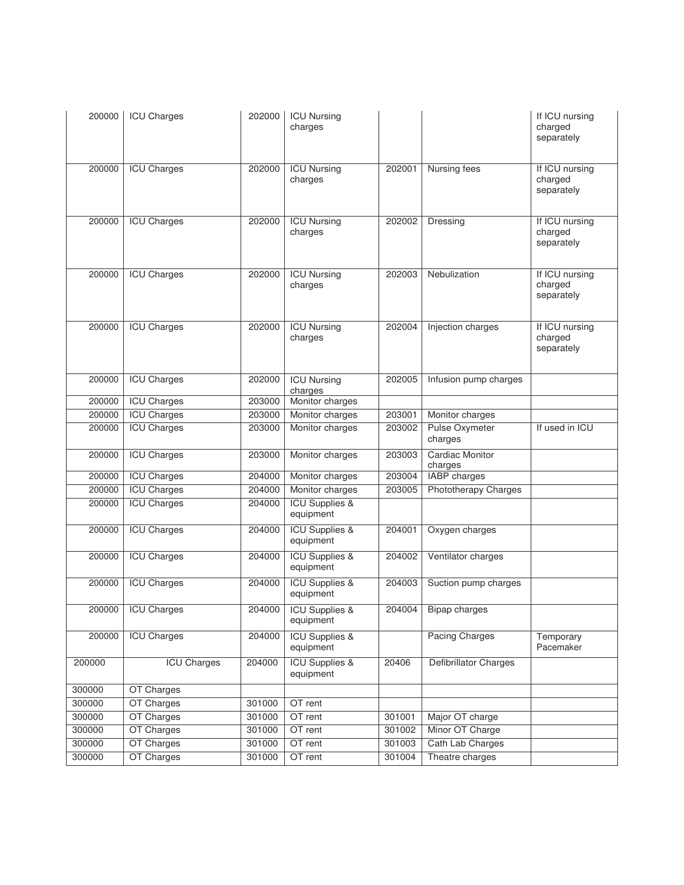| | | | | | | |
|---|---|---|---|---|---|---|
| 200000 | ICU Charges | 202000 | ICU Nursing charges | | | If ICU nursing charged separately |
| 200000 | ICU Charges | 202000 | ICU Nursing charges | 202001 | Nursing fees | If ICU nursing charged separately |
| 200000 | ICU Charges | 202000 | ICU Nursing charges | 202002 | Dressing | If ICU nursing charged separately |
| 200000 | ICU Charges | 202000 | ICU Nursing charges | 202003 | Nebulization | If ICU nursing charged separately |
| 200000 | ICU Charges | 202000 | ICU Nursing charges | 202004 | Injection charges | If ICU nursing charged separately |
| 200000 | ICU Charges | 202000 | ICU Nursing charges | 202005 | Infusion pump charges | |
| 200000 | ICU Charges | 203000 | Monitor charges | | | |
| 200000 | ICU Charges | 203000 | Monitor charges | 203001 | Monitor charges | |
| 200000 | ICU Charges | 203000 | Monitor charges | 203002 | Pulse Oxymeter charges | If used in ICU |
| 200000 | ICU Charges | 203000 | Monitor charges | 203003 | Cardiac Monitor charges | |
| 200000 | ICU Charges | 204000 | Monitor charges | 203004 | IABP charges | |
| 200000 | ICU Charges | 204000 | Monitor charges | 203005 | Phototherapy Charges | |
| 200000 | ICU Charges | 204000 | ICU Supplies & equipment | | | |
| 200000 | ICU Charges | 204000 | ICU Supplies & equipment | 204001 | Oxygen charges | |
| 200000 | ICU Charges | 204000 | ICU Supplies & equipment | 204002 | Ventilator charges | |
| 200000 | ICU Charges | 204000 | ICU Supplies & equipment | 204003 | Suction pump charges | |
| 200000 | ICU Charges | 204000 | ICU Supplies & equipment | 204004 | Bipap charges | |
| 200000 | ICU Charges | 204000 | ICU Supplies & equipment | | Pacing Charges | Temporary Pacemaker |
| 200000 | ICU Charges | 204000 | ICU Supplies & equipment | 20406 | Defibrillator Charges | |
| 300000 | OT Charges | | | | | |
| 300000 | OT Charges | 301000 | OT rent | | | |
| 300000 | OT Charges | 301000 | OT rent | 301001 | Major OT charge | |
| 300000 | OT Charges | 301000 | OT rent | 301002 | Minor OT Charge | |
| 300000 | OT Charges | 301000 | OT rent | 301003 | Cath Lab Charges | |
| 300000 | OT Charges | 301000 | OT rent | 301004 | Theatre charges | |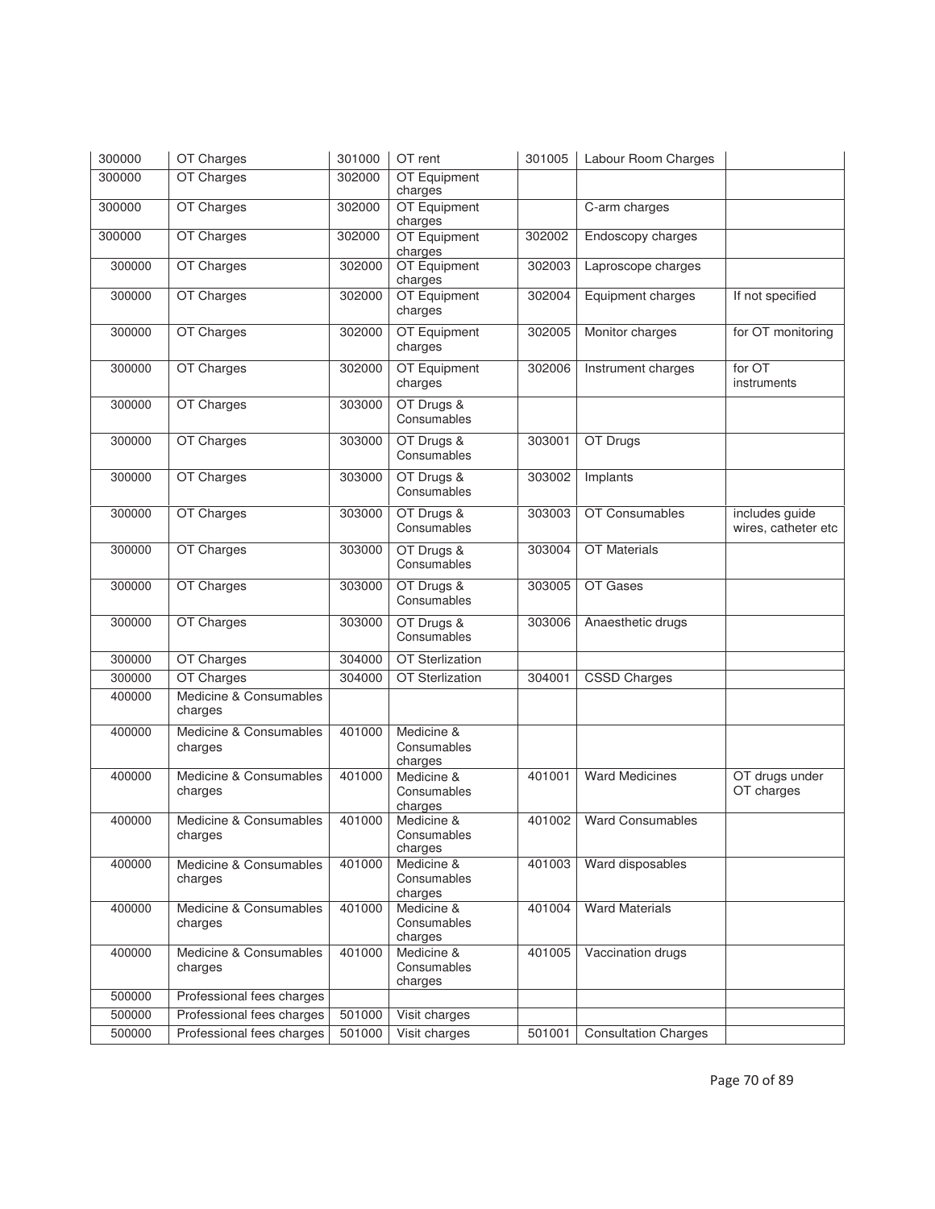| 300000 | OT Charges | 301000 | OT rent | 301005 | Labour Room Charges | |
|---|---|---|---|---|---|---|
| 300000 | OT Charges | 302000 | OT Equipment charges | | | |
| 300000 | OT Charges | 302000 | OT Equipment charges | | C-arm charges | |
| 300000 | OT Charges | 302000 | OT Equipment charges | 302002 | Endoscopy charges | |
| 300000 | OT Charges | 302000 | OT Equipment charges | 302003 | Laproscope charges | |
| 300000 | OT Charges | 302000 | OT Equipment charges | 302004 | Equipment charges | If not specified |
| 300000 | OT Charges | 302000 | OT Equipment charges | 302005 | Monitor charges | for OT monitoring |
| 300000 | OT Charges | 302000 | OT Equipment charges | 302006 | Instrument charges | for OT instruments |
| 300000 | OT Charges | 303000 | OT Drugs & Consumables | | | |
| 300000 | OT Charges | 303000 | OT Drugs & Consumables | 303001 | OT Drugs | |
| 300000 | OT Charges | 303000 | OT Drugs & Consumables | 303002 | Implants | |
| 300000 | OT Charges | 303000 | OT Drugs & Consumables | 303003 | OT Consumables | includes guide wires, catheter etc |
| 300000 | OT Charges | 303000 | OT Drugs & Consumables | 303004 | OT Materials | |
| 300000 | OT Charges | 303000 | OT Drugs & Consumables | 303005 | OT Gases | |
| 300000 | OT Charges | 303000 | OT Drugs & Consumables | 303006 | Anaesthetic drugs | |
| 300000 | OT Charges | 304000 | OT Sterlization | | | |
| 300000 | OT Charges | 304000 | OT Sterlization | 304001 | CSSD Charges | |
| 400000 | Medicine & Consumables charges | | | | | |
| 400000 | Medicine & Consumables charges | 401000 | Medicine & Consumables charges | | | |
| 400000 | Medicine & Consumables charges | 401000 | Medicine & Consumables charges | 401001 | Ward Medicines | OT drugs under OT charges |
| 400000 | Medicine & Consumables charges | 401000 | Medicine & Consumables charges | 401002 | Ward Consumables | |
| 400000 | Medicine & Consumables charges | 401000 | Medicine & Consumables charges | 401003 | Ward disposables | |
| 400000 | Medicine & Consumables charges | 401000 | Medicine & Consumables charges | 401004 | Ward Materials | |
| 400000 | Medicine & Consumables charges | 401000 | Medicine & Consumables charges | 401005 | Vaccination drugs | |
| 500000 | Professional fees charges | | | | | |
| 500000 | Professional fees charges | 501000 | Visit charges | | | |
| 500000 | Professional fees charges | 501000 | Visit charges | 501001 | Consultation Charges | |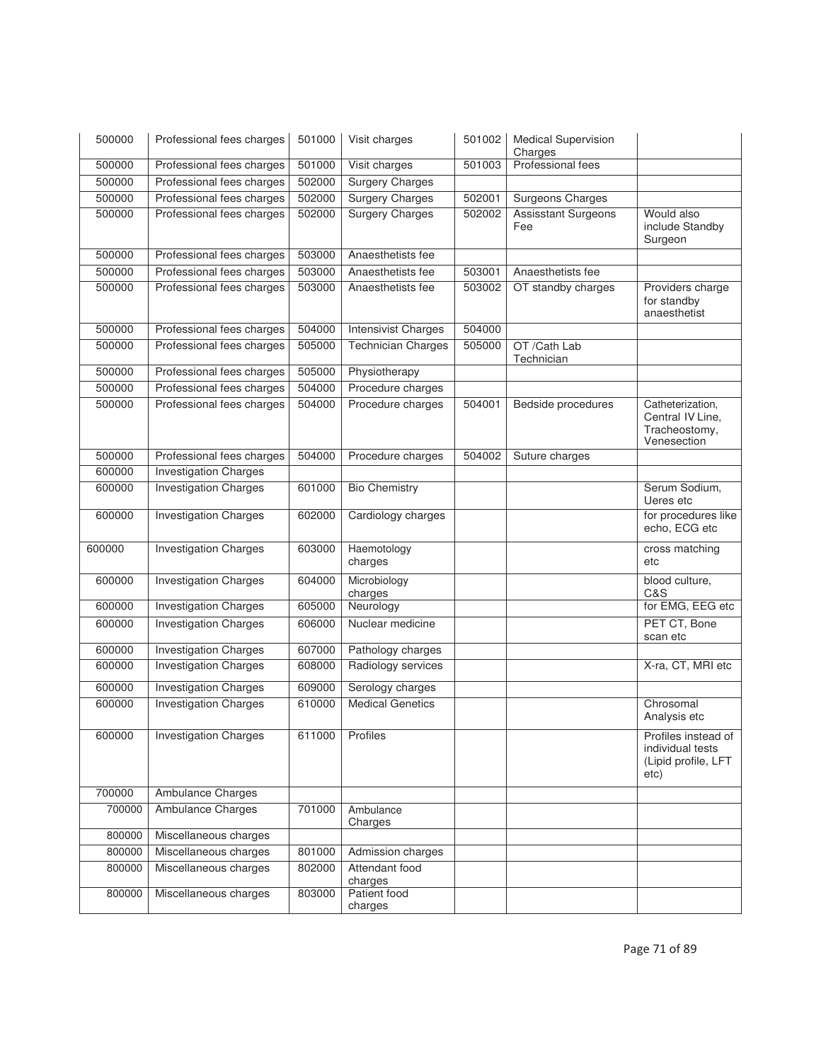| 500000 | Professional fees charges | 501000 | Visit charges | 501002 | Medical Supervision Charges | |
|---|---|---|---|---|---|---|
| 500000 | Professional fees charges | 501000 | Visit charges | 501003 | Professional fees | |
| 500000 | Professional fees charges | 502000 | Surgery Charges | | | |
| 500000 | Professional fees charges | 502000 | Surgery Charges | 502001 | Surgeons Charges | |
| 500000 | Professional fees charges | 502000 | Surgery Charges | 502002 | Assisstant Surgeons Fee | Would also include Standby Surgeon |
| 500000 | Professional fees charges | 503000 | Anaesthetists fee | | | |
| 500000 | Professional fees charges | 503000 | Anaesthetists fee | 503001 | Anaesthetists fee | |
| 500000 | Professional fees charges | 503000 | Anaesthetists fee | 503002 | OT standby charges | Providers charge for standby anaesthetist |
| 500000 | Professional fees charges | 504000 | Intensivist Charges | 504000 | | |
| 500000 | Professional fees charges | 505000 | Technician Charges | 505000 | OT /Cath Lab Technician | |
| 500000 | Professional fees charges | 505000 | Physiotherapy | | | |
| 500000 | Professional fees charges | 504000 | Procedure charges | | | |
| 500000 | Professional fees charges | 504000 | Procedure charges | 504001 | Bedside procedures | Catheterization, Central IV Line, Tracheostomy, Venesection |
| 500000 | Professional fees charges | 504000 | Procedure charges | 504002 | Suture charges | |
| 600000 | Investigation Charges | | | | | |
| 600000 | Investigation Charges | 601000 | Bio Chemistry | | | Serum Sodium, Ueres etc |
| 600000 | Investigation Charges | 602000 | Cardiology charges | | | for procedures like echo, ECG etc |
| 600000 | Investigation Charges | 603000 | Haemotology charges | | | cross matching etc |
| 600000 | Investigation Charges | 604000 | Microbiology charges | | | blood culture, C&S |
| 600000 | Investigation Charges | 605000 | Neurology | | | for EMG, EEG etc |
| 600000 | Investigation Charges | 606000 | Nuclear medicine | | | PET CT, Bone scan etc |
| 600000 | Investigation Charges | 607000 | Pathology charges | | | |
| 600000 | Investigation Charges | 608000 | Radiology services | | | X-ra, CT, MRI etc |
| 600000 | Investigation Charges | 609000 | Serology charges | | | |
| 600000 | Investigation Charges | 610000 | Medical Genetics | | | Chrosomal Analysis etc |
| 600000 | Investigation Charges | 611000 | Profiles | | | Profiles instead of individual tests (Lipid profile, LFT etc) |
| 700000 | Ambulance Charges | | | | | |
| 700000 | Ambulance Charges | 701000 | Ambulance Charges | | | |
| 800000 | Miscellaneous charges | | | | | |
| 800000 | Miscellaneous charges | 801000 | Admission charges | | | |
| 800000 | Miscellaneous charges | 802000 | Attendant food charges | | | |
| 800000 | Miscellaneous charges | 803000 | Patient food charges | | | |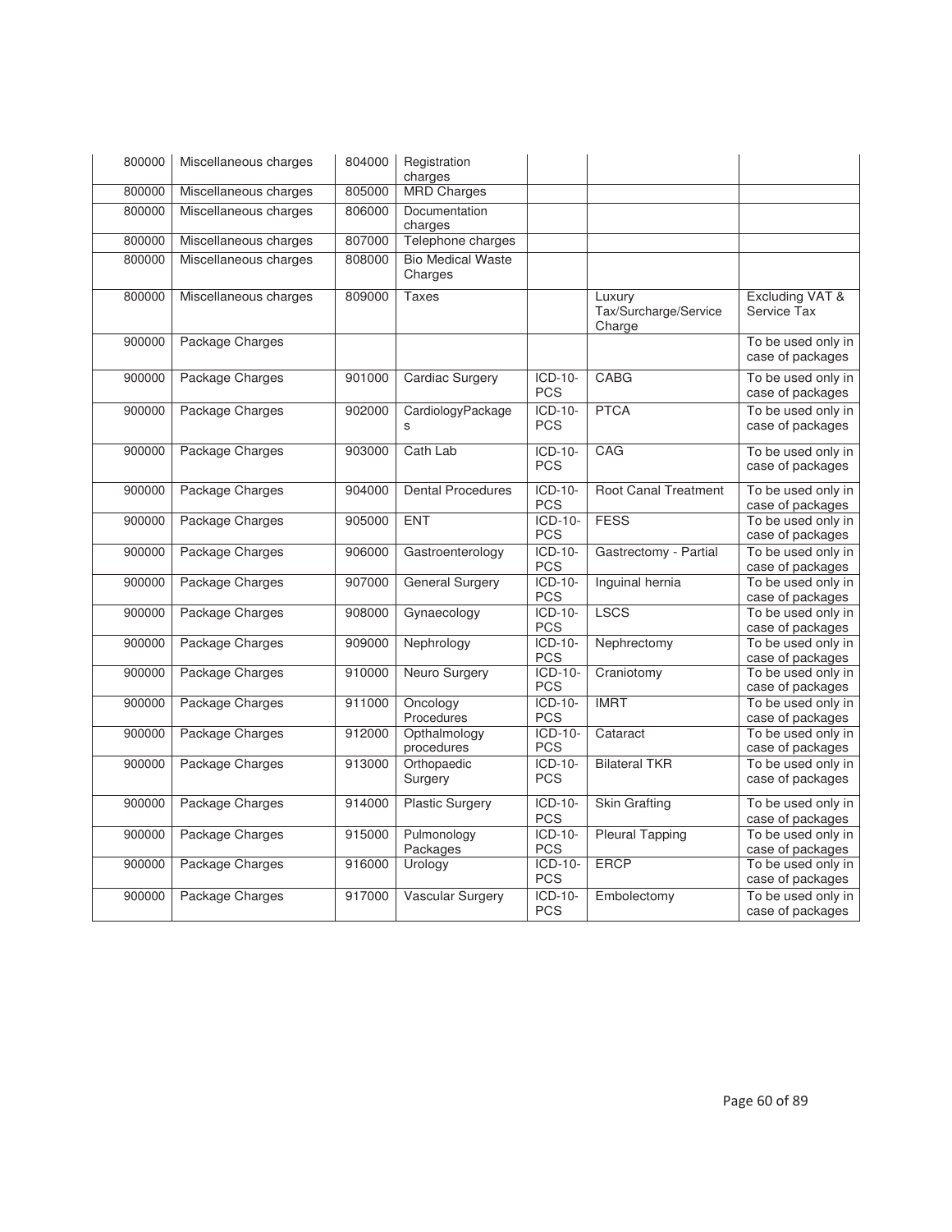| | | | | | | |
|---|---|---|---|---|---|---|
| 800000 | Miscellaneous charges | 804000 | Registration charges | | | |
| 800000 | Miscellaneous charges | 805000 | MRD Charges | | | |
| 800000 | Miscellaneous charges | 806000 | Documentation charges | | | |
| 800000 | Miscellaneous charges | 807000 | Telephone charges | | | |
| 800000 | Miscellaneous charges | 808000 | Bio Medical Waste Charges | | | |
| 800000 | Miscellaneous charges | 809000 | Taxes | | Luxury Tax/Surcharge/Service Charge | Excluding VAT & Service Tax |
| 900000 | Package Charges | | | | | To be used only in case of packages |
| 900000 | Package Charges | 901000 | Cardiac Surgery | ICD-10-PCS | CABG | To be used only in case of packages |
| 900000 | Package Charges | 902000 | CardiologyPackages | ICD-10-PCS | PTCA | To be used only in case of packages |
| 900000 | Package Charges | 903000 | Cath Lab | ICD-10-PCS | CAG | To be used only in case of packages |
| 900000 | Package Charges | 904000 | Dental Procedures | ICD-10-PCS | Root Canal Treatment | To be used only in case of packages |
| 900000 | Package Charges | 905000 | ENT | ICD-10-PCS | FESS | To be used only in case of packages |
| 900000 | Package Charges | 906000 | Gastroenterology | ICD-10-PCS | Gastrectomy - Partial | To be used only in case of packages |
| 900000 | Package Charges | 907000 | General Surgery | ICD-10-PCS | Inguinal hernia | To be used only in case of packages |
| 900000 | Package Charges | 908000 | Gynaecology | ICD-10-PCS | LSCS | To be used only in case of packages |
| 900000 | Package Charges | 909000 | Nephrology | ICD-10-PCS | Nephrectomy | To be used only in case of packages |
| 900000 | Package Charges | 910000 | Neuro Surgery | ICD-10-PCS | Craniotomy | To be used only in case of packages |
| 900000 | Package Charges | 911000 | Oncology Procedures | ICD-10-PCS | IMRT | To be used only in case of packages |
| 900000 | Package Charges | 912000 | Opthalmology procedures | ICD-10-PCS | Cataract | To be used only in case of packages |
| 900000 | Package Charges | 913000 | Orthopaedic Surgery | ICD-10-PCS | Bilateral TKR | To be used only in case of packages |
| 900000 | Package Charges | 914000 | Plastic Surgery | ICD-10-PCS | Skin Grafting | To be used only in case of packages |
| 900000 | Package Charges | 915000 | Pulmonology Packages | ICD-10-PCS | Pleural Tapping | To be used only in case of packages |
| 900000 | Package Charges | 916000 | Urology | ICD-10-PCS | ERCP | To be used only in case of packages |
| 900000 | Package Charges | 917000 | Vascular Surgery | ICD-10-PCS | Embolectomy | To be used only in case of packages |